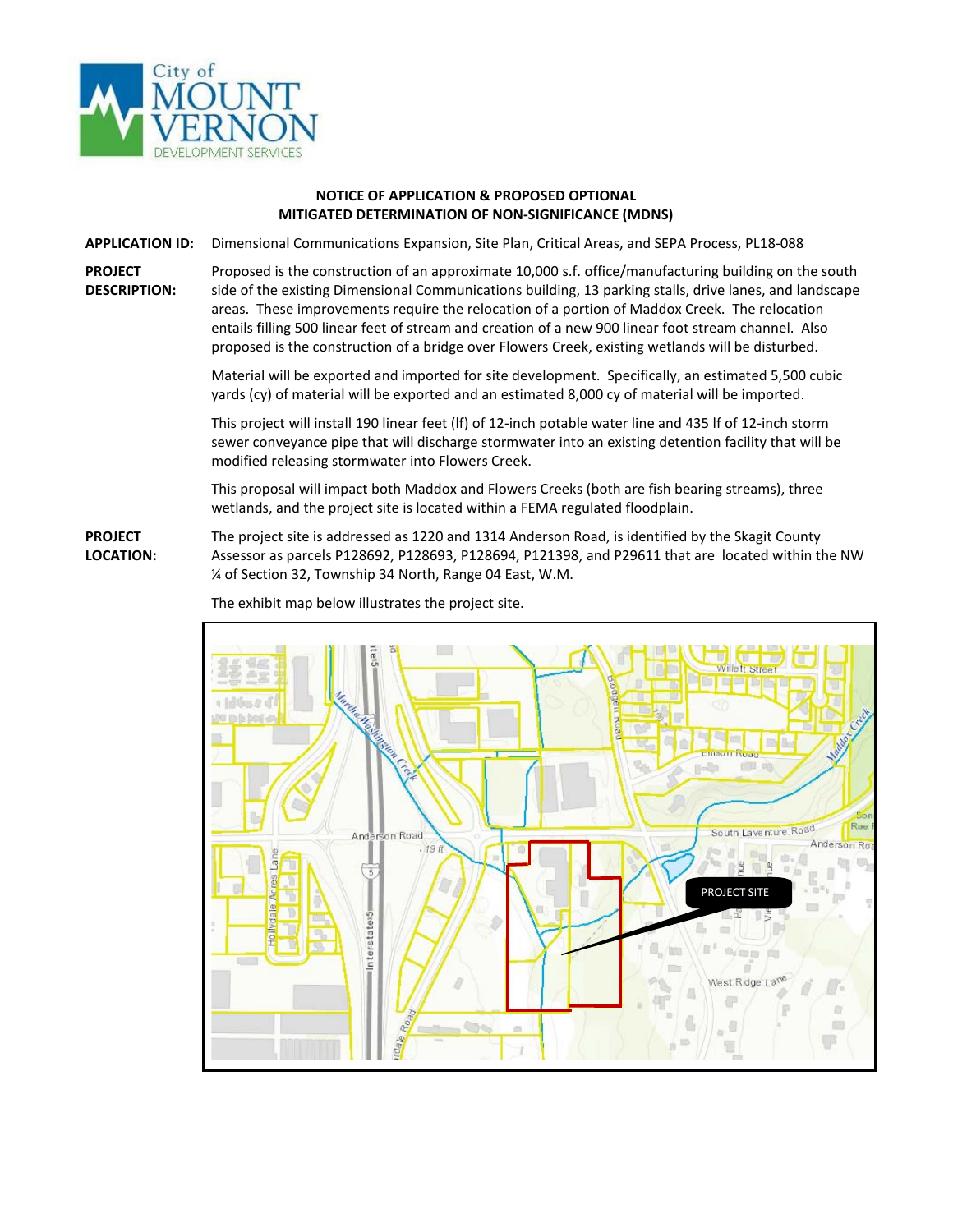City of MOUNT VERNON DEVELOPMENT SERVICES

## NOTICE OF APPLICATION & PROPOSED OPTIONAL MITIGATED DETERMINATION OF NON-SIGNIFICANCE (MDNS)

**APPLICATION ID:** Dimensional Communications Expansion, Site Plan, Critical Areas, and SEPA Process, PL18-088

**PROJECT DESCRIPTION:** Proposed is the construction of an approximate 10,000 s.f. office/manufacturing building on the south side of the existing Dimensional Communications building, 13 parking stalls, drive lanes, and landscape areas. These improvements require the relocation of a portion of Maddox Creek. The relocation entails filling 500 linear feet of stream and creation of a new 900 linear foot stream channel. Also proposed is the construction of a bridge over Flowers Creek, existing wetlands will be disturbed.

Material will be exported and imported for site development. Specifically, an estimated 5,500 cubic yards (cy) of material will be exported and an estimated 8,000 cy of material will be imported.

This project will install 190 linear feet (lf) of 12-inch potable water line and 435 lf of 12-inch storm sewer conveyance pipe that will discharge stormwater into an existing detention facility that will be modified releasing stormwater into Flowers Creek.

This proposal will impact both Maddox and Flowers Creeks (both are fish bearing streams), three wetlands, and the project site is located within a FEMA regulated floodplain.

**PROJECT LOCATION:** The project site is addressed as 1220 and 1314 Anderson Road, is identified by the Skagit County Assessor as parcels P128692, P128693, P128694, P121398, and P29611 that are located within the NW ¼ of Section 32, Township 34 North, Range 04 East, W.M.

The exhibit map below illustrates the project site.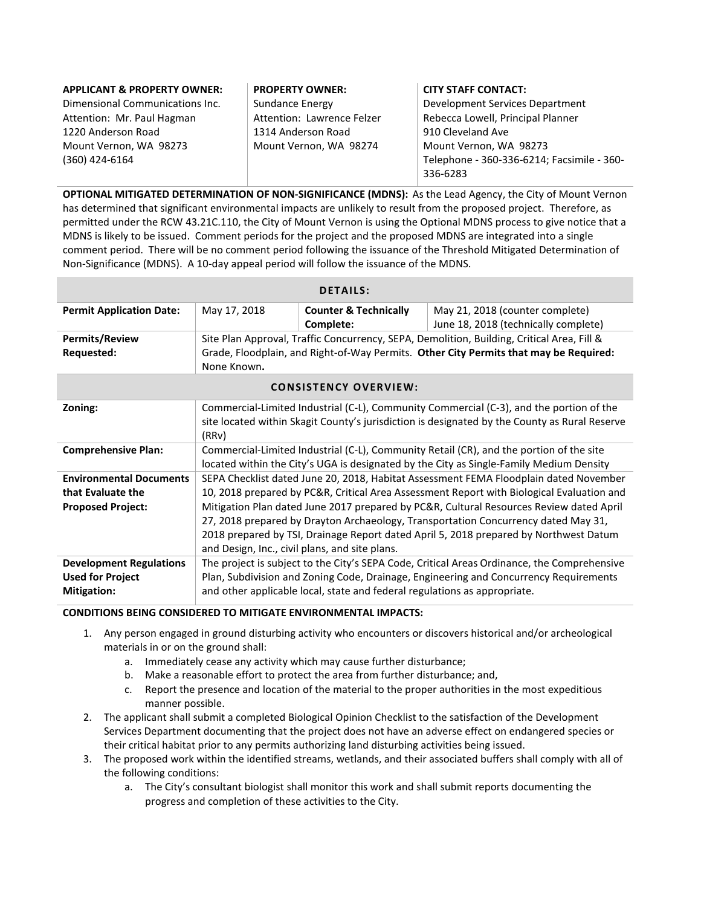| **APPLICANT & PROPERTY OWNER:** | **PROPERTY OWNER:** | **CITY STAFF CONTACT:** |
|---|---|---|
| Dimensional Communications Inc.<br>Attention: Mr. Paul Hagman<br>1220 Anderson Road<br>Mount Vernon, WA 98273<br>(360) 424-6164 | Sundance Energy<br>Attention: Lawrence Felzer<br>1314 Anderson Road<br>Mount Vernon, WA 98274 | Development Services Department<br>Rebecca Lowell, Principal Planner<br>910 Cleveland Ave<br>Mount Vernon, WA 98273<br>Telephone - 360-336-6214; Facsimile - 360-336-6283 |

**OPTIONAL MITIGATED DETERMINATION OF NON-SIGNIFICANCE (MDNS):** As the Lead Agency, the City of Mount Vernon has determined that significant environmental impacts are unlikely to result from the proposed project. Therefore, as permitted under the RCW 43.21C.110, the City of Mount Vernon is using the Optional MDNS process to give notice that a MDNS is likely to be issued. Comment periods for the project and the proposed MDNS are integrated into a single comment period. There will be no comment period following the issuance of the Threshold Mitigated Determination of Non-Significance (MDNS). A 10-day appeal period will follow the issuance of the MDNS.

| **DETAILS:** | | | |
|---|---|---|---|
| **Permit Application Date:** | May 17, 2018 | **Counter & Technically Complete:** | May 21, 2018 (counter complete)<br>June 18, 2018 (technically complete) |
| **Permits/Review Requested:** | Site Plan Approval, Traffic Concurrency, SEPA, Demolition, Building, Critical Area, Fill & Grade, Floodplain, and Right-of-Way Permits. **Other City Permits that may be Required:** None Known**.** | | |
| **CONSISTENCY OVERVIEW:** | | | |
| **Zoning:** | Commercial-Limited Industrial (C-L), Community Commercial (C-3), and the portion of the site located within Skagit County's jurisdiction is designated by the County as Rural Reserve (RRv) | | |
| **Comprehensive Plan:** | Commercial-Limited Industrial (C-L), Community Retail (CR), and the portion of the site located within the City's UGA is designated by the City as Single-Family Medium Density | | |
| **Environmental Documents that Evaluate the Proposed Project:** | SEPA Checklist dated June 20, 2018, Habitat Assessment FEMA Floodplain dated November 10, 2018 prepared by PC&R, Critical Area Assessment Report with Biological Evaluation and Mitigation Plan dated June 2017 prepared by PC&R, Cultural Resources Review dated April 27, 2018 prepared by Drayton Archaeology, Transportation Concurrency dated May 31, 2018 prepared by TSI, Drainage Report dated April 5, 2018 prepared by Northwest Datum and Design, Inc., civil plans, and site plans. | | |
| **Development Regulations Used for Project Mitigation:** | The project is subject to the City's SEPA Code, Critical Areas Ordinance, the Comprehensive Plan, Subdivision and Zoning Code, Drainage, Engineering and Concurrency Requirements and other applicable local, state and federal regulations as appropriate. | | |

**CONDITIONS BEING CONSIDERED TO MITIGATE ENVIRONMENTAL IMPACTS:**

1. Any person engaged in ground disturbing activity who encounters or discovers historical and/or archeological materials in or on the ground shall:
   a. Immediately cease any activity which may cause further disturbance;
   b. Make a reasonable effort to protect the area from further disturbance; and,
   c. Report the presence and location of the material to the proper authorities in the most expeditious manner possible.
2. The applicant shall submit a completed Biological Opinion Checklist to the satisfaction of the Development Services Department documenting that the project does not have an adverse effect on endangered species or their critical habitat prior to any permits authorizing land disturbing activities being issued.
3. The proposed work within the identified streams, wetlands, and their associated buffers shall comply with all of the following conditions:
   a. The City's consultant biologist shall monitor this work and shall submit reports documenting the progress and completion of these activities to the City.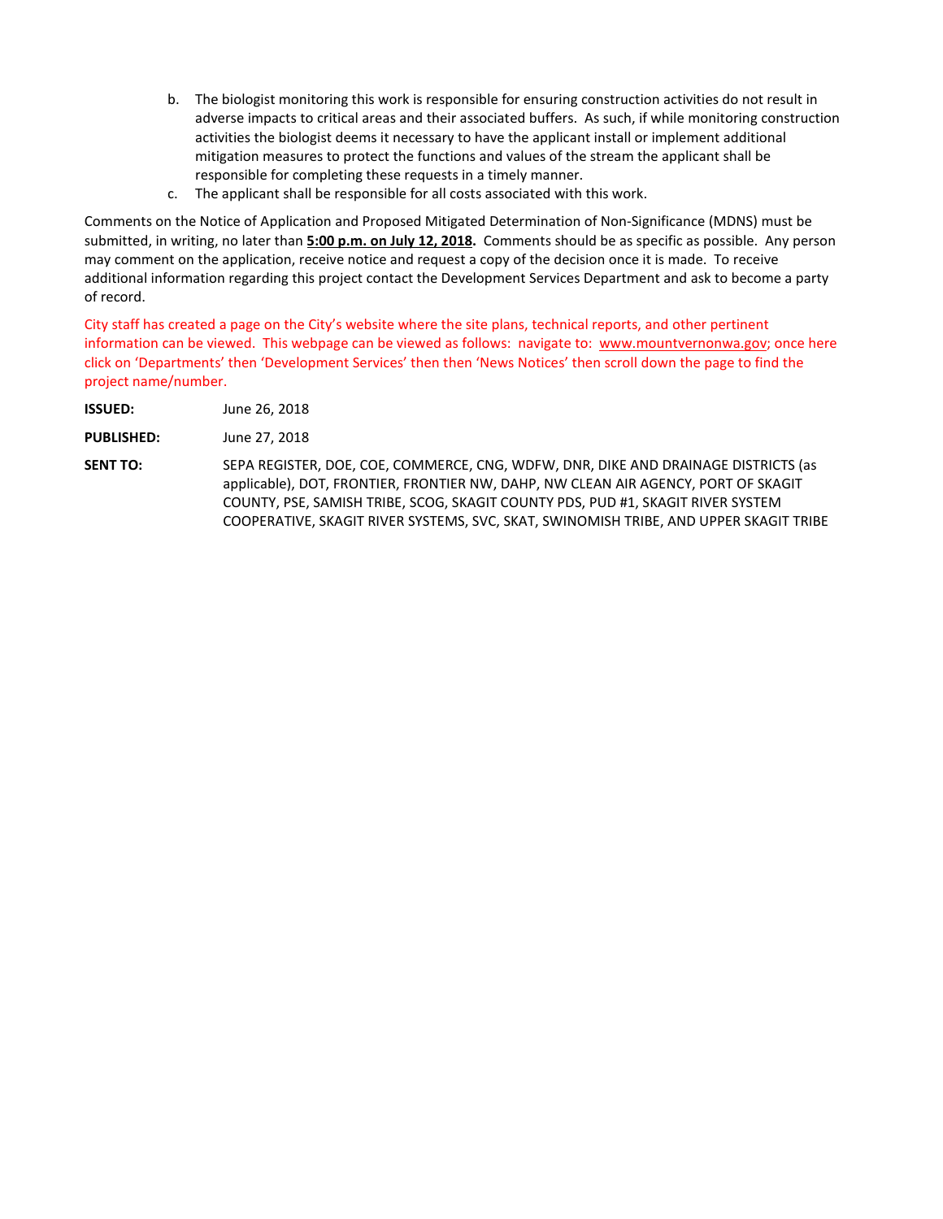b. The biologist monitoring this work is responsible for ensuring construction activities do not result in adverse impacts to critical areas and their associated buffers. As such, if while monitoring construction activities the biologist deems it necessary to have the applicant install or implement additional mitigation measures to protect the functions and values of the stream the applicant shall be responsible for completing these requests in a timely manner.

c. The applicant shall be responsible for all costs associated with this work.

Comments on the Notice of Application and Proposed Mitigated Determination of Non-Significance (MDNS) must be submitted, in writing, no later than **5:00 p.m. on July 12, 2018.** Comments should be as specific as possible. Any person may comment on the application, receive notice and request a copy of the decision once it is made. To receive additional information regarding this project contact the Development Services Department and ask to become a party of record.

City staff has created a page on the City's website where the site plans, technical reports, and other pertinent information can be viewed. This webpage can be viewed as follows: navigate to: www.mountvernonwa.gov; once here click on 'Departments' then 'Development Services' then then 'News Notices' then scroll down the page to find the project name/number.

**ISSUED:** June 26, 2018

**PUBLISHED:** June 27, 2018

**SENT TO:** SEPA REGISTER, DOE, COE, COMMERCE, CNG, WDFW, DNR, DIKE AND DRAINAGE DISTRICTS (as applicable), DOT, FRONTIER, FRONTIER NW, DAHP, NW CLEAN AIR AGENCY, PORT OF SKAGIT COUNTY, PSE, SAMISH TRIBE, SCOG, SKAGIT COUNTY PDS, PUD #1, SKAGIT RIVER SYSTEM COOPERATIVE, SKAGIT RIVER SYSTEMS, SVC, SKAT, SWINOMISH TRIBE, AND UPPER SKAGIT TRIBE